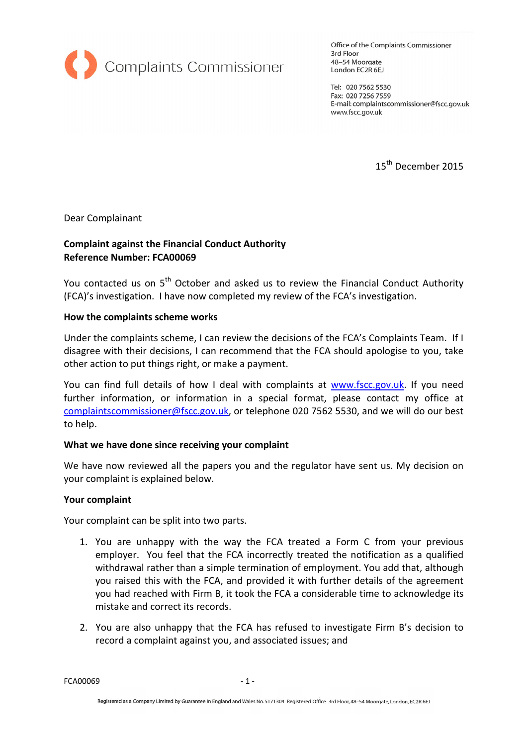Complaints Commissioner

Office of the Complaints Commissioner
3rd Floor
48–54 Moorgate
London EC2R 6EJ

Tel: 020 7562 5530
Fax: 020 7256 7559
E-mail: complaintscommissioner@fscc.gov.uk
www.fscc.gov.uk

15th December 2015

Dear Complainant

**Complaint against the Financial Conduct Authority**
**Reference Number: FCA00069**

You contacted us on 5th October and asked us to review the Financial Conduct Authority (FCA)'s investigation. I have now completed my review of the FCA's investigation.

**How the complaints scheme works**

Under the complaints scheme, I can review the decisions of the FCA's Complaints Team. If I disagree with their decisions, I can recommend that the FCA should apologise to you, take other action to put things right, or make a payment.

You can find full details of how I deal with complaints at www.fscc.gov.uk. If you need further information, or information in a special format, please contact my office at complaintscommissioner@fscc.gov.uk, or telephone 020 7562 5530, and we will do our best to help.

**What we have done since receiving your complaint**

We have now reviewed all the papers you and the regulator have sent us. My decision on your complaint is explained below.

**Your complaint**

Your complaint can be split into two parts.

1. You are unhappy with the way the FCA treated a Form C from your previous employer. You feel that the FCA incorrectly treated the notification as a qualified withdrawal rather than a simple termination of employment. You add that, although you raised this with the FCA, and provided it with further details of the agreement you had reached with Firm B, it took the FCA a considerable time to acknowledge its mistake and correct its records.

2. You are also unhappy that the FCA has refused to investigate Firm B's decision to record a complaint against you, and associated issues; and

Registered as a Company Limited by Guarantee In England and Wales No. 5171304 Registered Office 3rd Floor, 48–54 Moorgate, London, EC2R 6EJ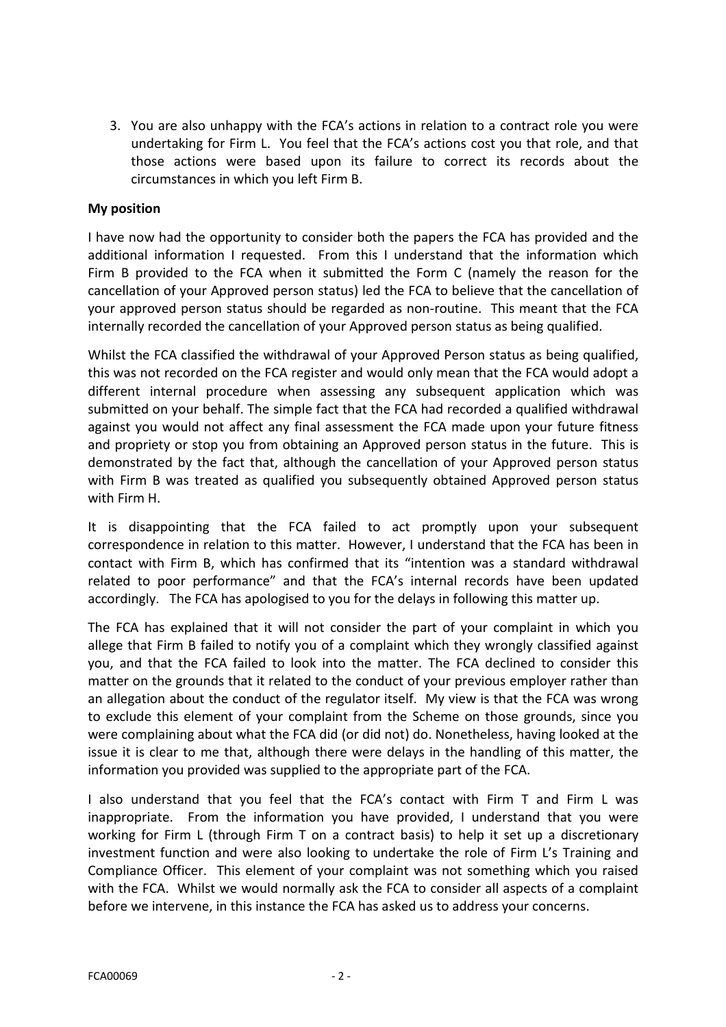3. You are also unhappy with the FCA's actions in relation to a contract role you were undertaking for Firm L. You feel that the FCA's actions cost you that role, and that those actions were based upon its failure to correct its records about the circumstances in which you left Firm B.

**My position**

I have now had the opportunity to consider both the papers the FCA has provided and the additional information I requested. From this I understand that the information which Firm B provided to the FCA when it submitted the Form C (namely the reason for the cancellation of your Approved person status) led the FCA to believe that the cancellation of your approved person status should be regarded as non-routine. This meant that the FCA internally recorded the cancellation of your Approved person status as being qualified.

Whilst the FCA classified the withdrawal of your Approved Person status as being qualified, this was not recorded on the FCA register and would only mean that the FCA would adopt a different internal procedure when assessing any subsequent application which was submitted on your behalf. The simple fact that the FCA had recorded a qualified withdrawal against you would not affect any final assessment the FCA made upon your future fitness and propriety or stop you from obtaining an Approved person status in the future. This is demonstrated by the fact that, although the cancellation of your Approved person status with Firm B was treated as qualified you subsequently obtained Approved person status with Firm H.

It is disappointing that the FCA failed to act promptly upon your subsequent correspondence in relation to this matter. However, I understand that the FCA has been in contact with Firm B, which has confirmed that its "intention was a standard withdrawal related to poor performance" and that the FCA's internal records have been updated accordingly. The FCA has apologised to you for the delays in following this matter up.

The FCA has explained that it will not consider the part of your complaint in which you allege that Firm B failed to notify you of a complaint which they wrongly classified against you, and that the FCA failed to look into the matter. The FCA declined to consider this matter on the grounds that it related to the conduct of your previous employer rather than an allegation about the conduct of the regulator itself. My view is that the FCA was wrong to exclude this element of your complaint from the Scheme on those grounds, since you were complaining about what the FCA did (or did not) do. Nonetheless, having looked at the issue it is clear to me that, although there were delays in the handling of this matter, the information you provided was supplied to the appropriate part of the FCA.

I also understand that you feel that the FCA's contact with Firm T and Firm L was inappropriate. From the information you have provided, I understand that you were working for Firm L (through Firm T on a contract basis) to help it set up a discretionary investment function and were also looking to undertake the role of Firm L's Training and Compliance Officer. This element of your complaint was not something which you raised with the FCA. Whilst we would normally ask the FCA to consider all aspects of a complaint before we intervene, in this instance the FCA has asked us to address your concerns.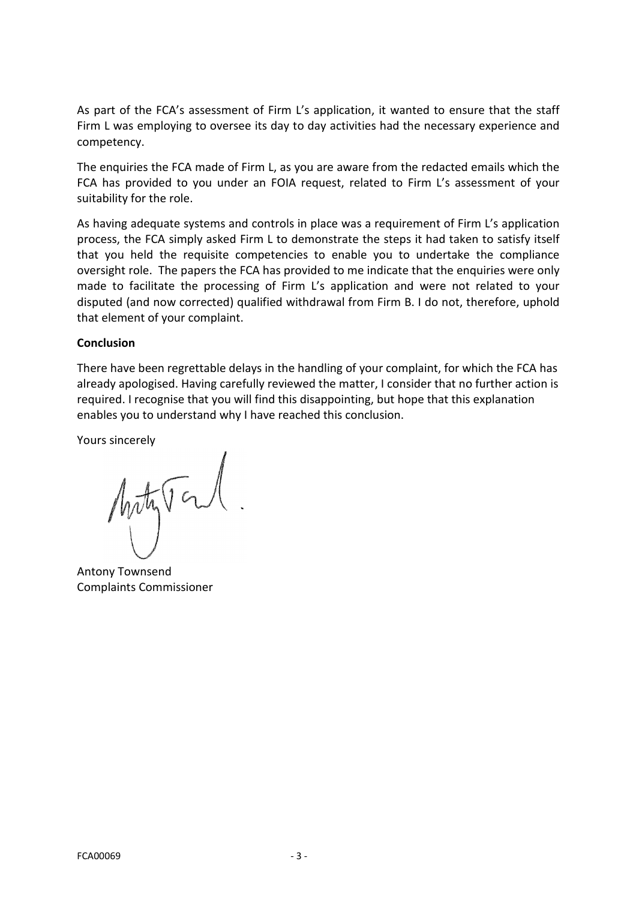As part of the FCA's assessment of Firm L's application, it wanted to ensure that the staff Firm L was employing to oversee its day to day activities had the necessary experience and competency.

The enquiries the FCA made of Firm L, as you are aware from the redacted emails which the FCA has provided to you under an FOIA request, related to Firm L's assessment of your suitability for the role.

As having adequate systems and controls in place was a requirement of Firm L's application process, the FCA simply asked Firm L to demonstrate the steps it had taken to satisfy itself that you held the requisite competencies to enable you to undertake the compliance oversight role. The papers the FCA has provided to me indicate that the enquiries were only made to facilitate the processing of Firm L's application and were not related to your disputed (and now corrected) qualified withdrawal from Firm B. I do not, therefore, uphold that element of your complaint.

**Conclusion**

There have been regrettable delays in the handling of your complaint, for which the FCA has already apologised. Having carefully reviewed the matter, I consider that no further action is required. I recognise that you will find this disappointing, but hope that this explanation enables you to understand why I have reached this conclusion.

Yours sincerely

Antony Townsend
Complaints Commissioner

FCA00069